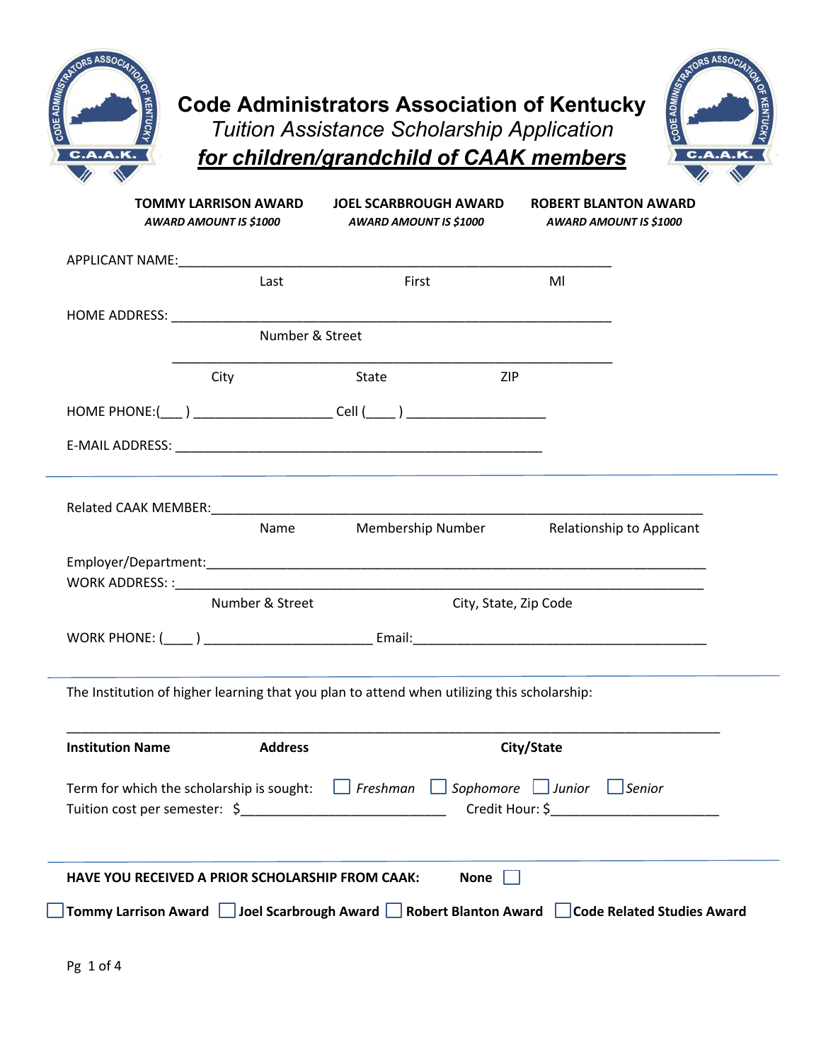# Code Administrators Association of Kentucky

## *Tuition Assistance Scholarship Application*

## ***for children/grandchild of CAAK members***

| TOMMY LARRISON AWARD | JOEL SCARBROUGH AWARD | ROBERT BLANTON AWARD |
|---|---|---|
| *AWARD AMOUNT IS $1000* | *AWARD AMOUNT IS $1000* | *AWARD AMOUNT IS $1000* |

APPLICANT NAME:_____________________________________________________________

Last First MI

HOME ADDRESS: _____________________________________________________________

Number & Street

_____________________________________________________________

City State ZIP

HOME PHONE:(___ ) ___________________ Cell (____ ) ___________________

E-MAIL ADDRESS: __________________________________________________

---

Related CAAK MEMBER:_____________________________________________________________

Name Membership Number Relationship to Applicant

Employer/Department:_____________________________________________________________

WORK ADDRESS: :_____________________________________________________________

Number & Street City, State, Zip Code

WORK PHONE: (____ ) ______________________ Email:_________________________________________

---

The Institution of higher learning that you plan to attend when utilizing this scholarship:

_____________________________________________________________________________________

**Institution Name** **Address** **City/State**

Term for which the scholarship is sought: ☐ *Freshman* ☐ *Sophomore* ☐ *Junior* ☐ *Senior*

Tuition cost per semester: $___________________________ Credit Hour: $______________________

---

**HAVE YOU RECEIVED A PRIOR SCHOLARSHIP FROM CAAK:** **None** ☐

☐ **Tommy Larrison Award** ☐ **Joel Scarbrough Award** ☐ **Robert Blanton Award** ☐ **Code Related Studies Award**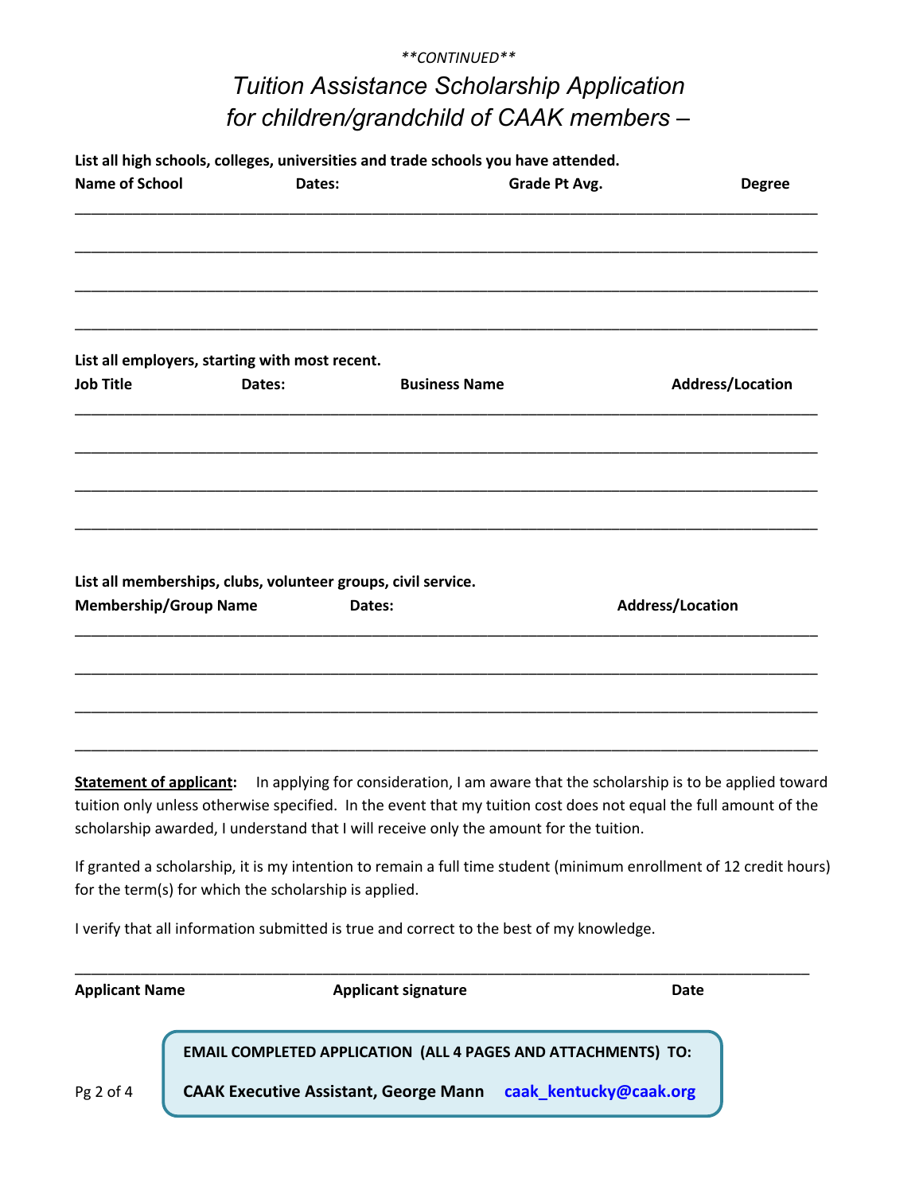*\*\*CONTINUED\*\**

# *Tuition Assistance Scholarship Application for children/grandchild of CAAK members –*

**List all high schools, colleges, universities and trade schools you have attended.**

| Name of School | Dates: | Grade Pt Avg. | Degree |
|---|---|---|---|
| | | | |
| | | | |
| | | | |
| | | | |

**List all employers, starting with most recent.**

| Job Title | Dates: | Business Name | Address/Location |
|---|---|---|---|
| | | | |
| | | | |
| | | | |
| | | | |

**List all memberships, clubs, volunteer groups, civil service.**

| Membership/Group Name | Dates: | Address/Location |
|---|---|---|
| | | |
| | | |
| | | |
| | | |

**<u>Statement of applicant</u>:** In applying for consideration, I am aware that the scholarship is to be applied toward tuition only unless otherwise specified. In the event that my tuition cost does not equal the full amount of the scholarship awarded, I understand that I will receive only the amount for the tuition.

If granted a scholarship, it is my intention to remain a full time student (minimum enrollment of 12 credit hours) for the term(s) for which the scholarship is applied.

I verify that all information submitted is true and correct to the best of my knowledge.

_______________________________________________________________________________

**Applicant Name** **Applicant signature** **Date**

**EMAIL COMPLETED APPLICATION (ALL 4 PAGES AND ATTACHMENTS) TO:**

**CAAK Executive Assistant, George Mann** **caak_kentucky@caak.org**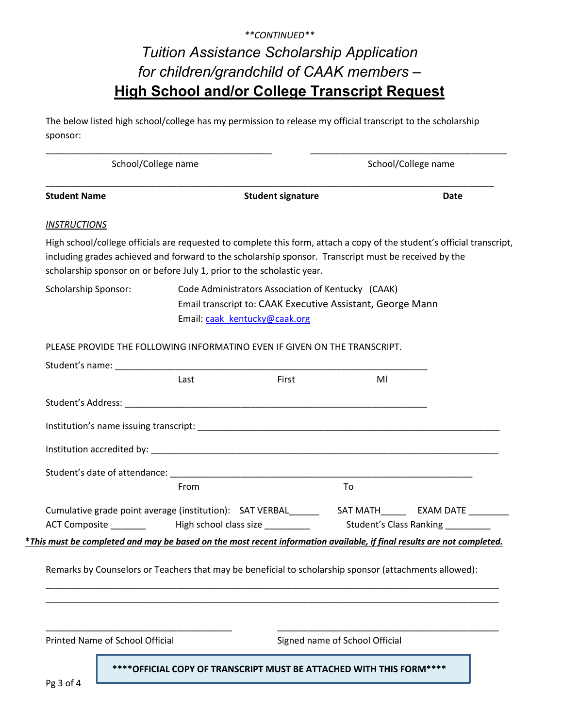*\*\*CONTINUED\*\**

# *Tuition Assistance Scholarship Application for children/grandchild of CAAK members –*
# **High School and/or College Transcript Request**

The below listed high school/college has my permission to release my official transcript to the scholarship sponsor:

_____________________________________________ _______________________________________

School/College name School/College name

_________________________________________________________________________________________

**Student Name** **Student signature** **Date**

*INSTRUCTIONS*

High school/college officials are requested to complete this form, attach a copy of the student's official transcript, including grades achieved and forward to the scholarship sponsor. Transcript must be received by the scholarship sponsor on or before July 1, prior to the scholastic year.

Scholarship Sponsor: Code Administrators Association of Kentucky (CAAK)
Email transcript to: CAAK Executive Assistant, George Mann
Email: caak_kentucky@caak.org

PLEASE PROVIDE THE FOLLOWING INFORMATINO EVEN IF GIVEN ON THE TRANSCRIPT.

Student's name: ______________________________________________________________
Last First MI

Student's Address: ____________________________________________________________

Institution's name issuing transcript: ____________________________________________________________

Institution accredited by: ______________________________________________________________________

Student's date of attendance: ____________________________________________________________
From To

Cumulative grade point average (institution): SAT VERBAL______ SAT MATH_____ EXAM DATE ________
ACT Composite _______ High school class size _________ Student's Class Ranking _________

***This must be completed and may be based on the most recent information available, if final results are not completed.***

Remarks by Counselors or Teachers that may be beneficial to scholarship sponsor (attachments allowed):

_________________________________________________________________________________________
_________________________________________________________________________________________

____________________________________ ___________________________________________

Printed Name of School Official Signed name of School Official

**\*\*\*\*OFFICIAL COPY OF TRANSCRIPT MUST BE ATTACHED WITH THIS FORM\*\*\*\***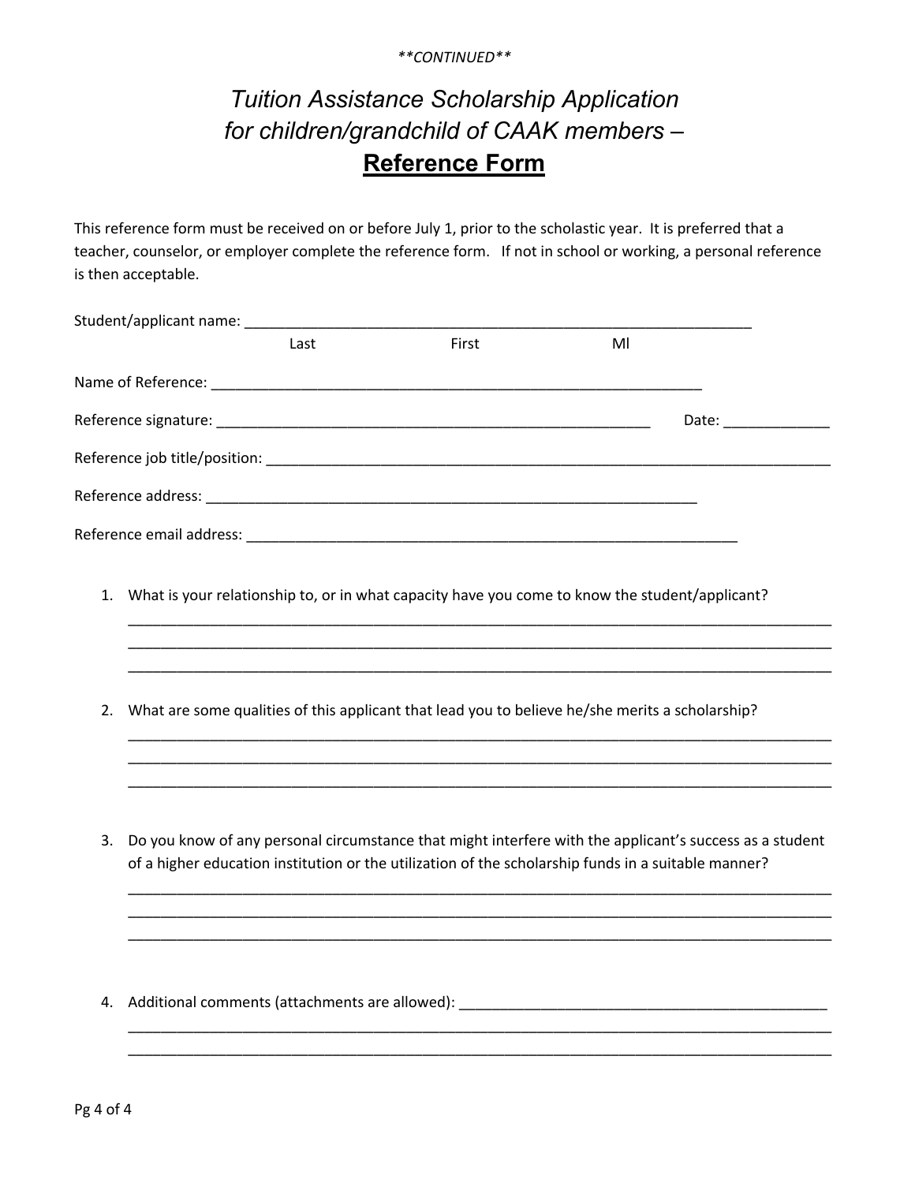*\*\*CONTINUED\*\**

# *Tuition Assistance Scholarship Application for children/grandchild of CAAK members –*

## Reference Form

This reference form must be received on or before July 1, prior to the scholastic year. It is preferred that a teacher, counselor, or employer complete the reference form. If not in school or working, a personal reference is then acceptable.

Student/applicant name: _______________________________________________
Last First MI

Name of Reference: _______________________________________________

Reference signature: ___________________________________________ Date: _____________

Reference job title/position: _______________________________________________

Reference address: _______________________________________________

Reference email address: _______________________________________________

1. What is your relationship to, or in what capacity have you come to know the student/applicant?
 _______________________________________________
 _______________________________________________
 _______________________________________________

2. What are some qualities of this applicant that lead you to believe he/she merits a scholarship?
 _______________________________________________
 _______________________________________________
 _______________________________________________

3. Do you know of any personal circumstance that might interfere with the applicant's success as a student of a higher education institution or the utilization of the scholarship funds in a suitable manner?
 _______________________________________________
 _______________________________________________
 _______________________________________________

4. Additional comments (attachments are allowed): _______________________________________________
 _______________________________________________
 _______________________________________________